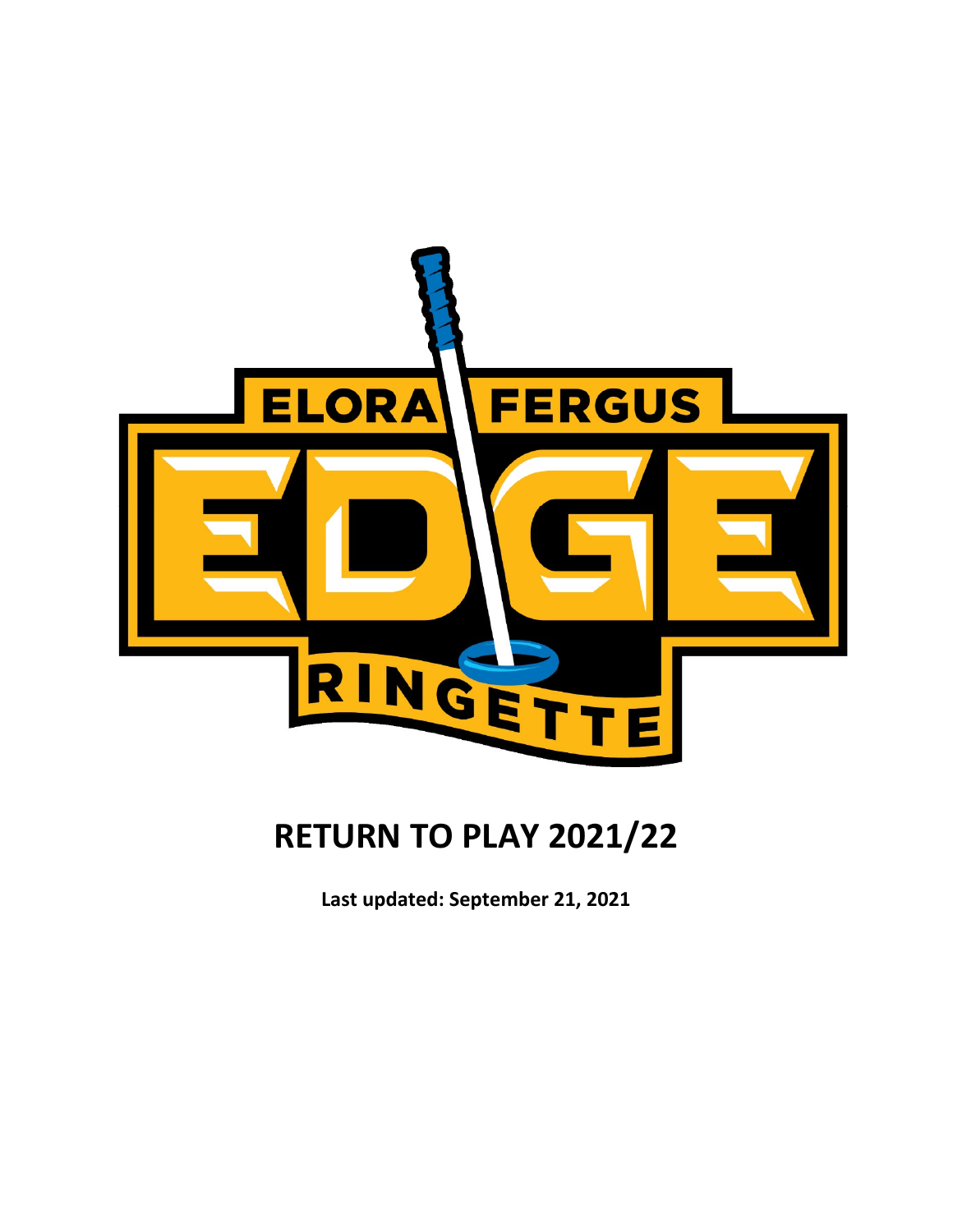# RETURN TO PLAY 2021/22

**Last updated: September 21, 2021**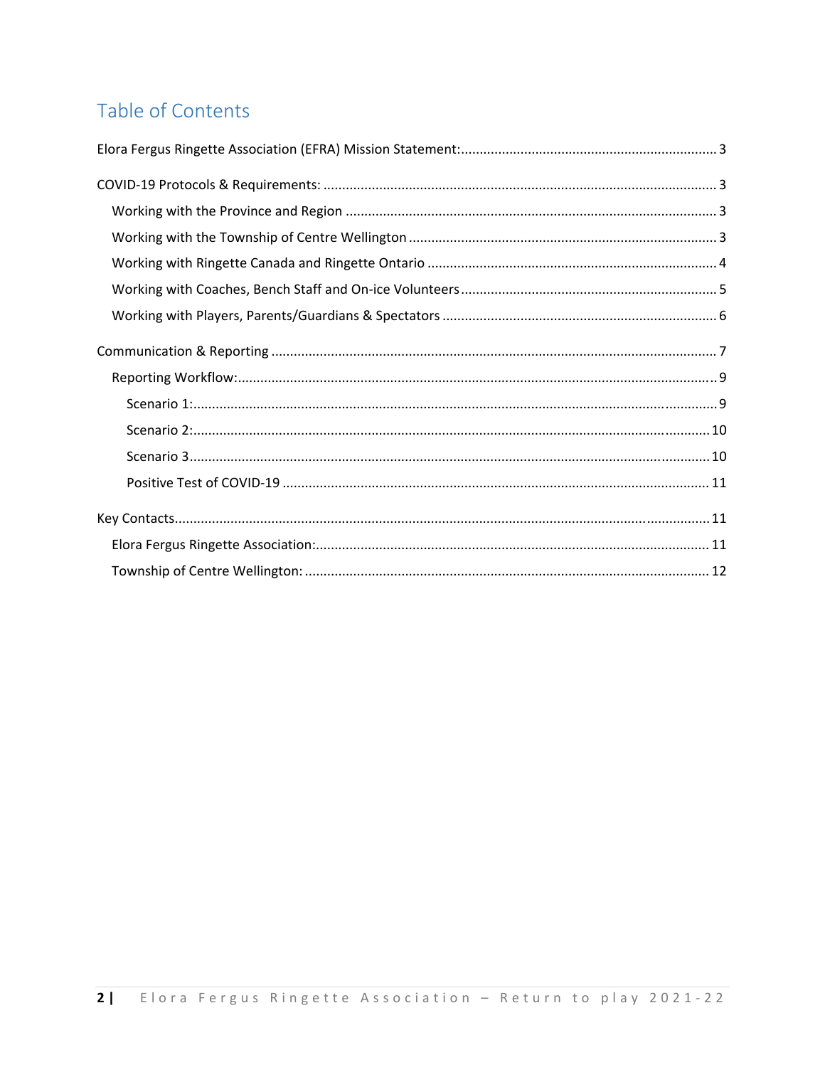## Table of Contents

Elora Fergus Ringette Association (EFRA) Mission Statement: ..... 3

COVID-19 Protocols & Requirements: ..... 3

- Working with the Province and Region ..... 3
- Working with the Township of Centre Wellington ..... 3
- Working with Ringette Canada and Ringette Ontario ..... 4
- Working with Coaches, Bench Staff and On-ice Volunteers ..... 5
- Working with Players, Parents/Guardians & Spectators ..... 6

Communication & Reporting ..... 7

- Reporting Workflow: ..... 9
  - Scenario 1: ..... 9
  - Scenario 2: ..... 10
  - Scenario 3 ..... 10
  - Positive Test of COVID-19 ..... 11

Key Contacts ..... 11

- Elora Fergus Ringette Association: ..... 11
- Township of Centre Wellington: ..... 12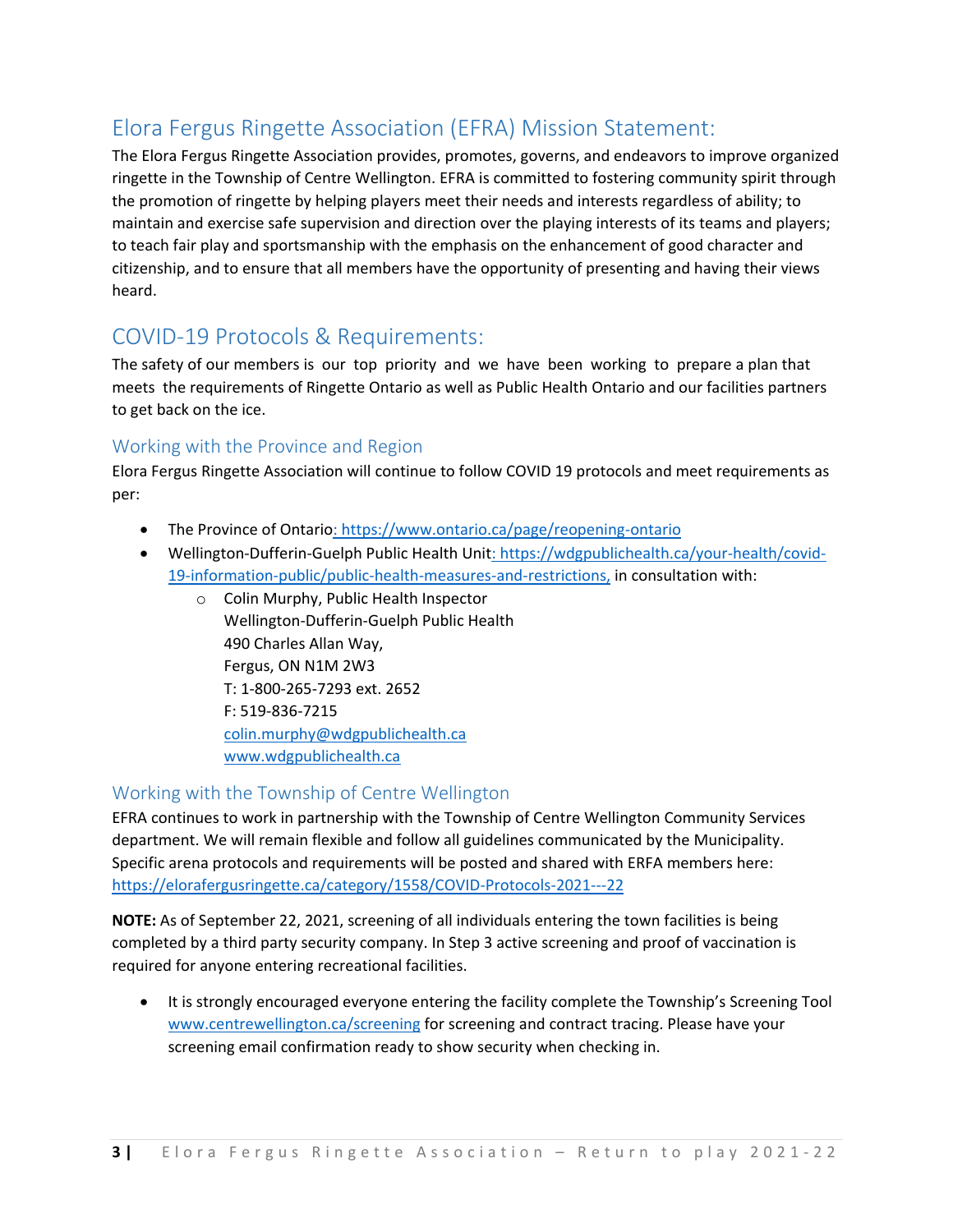## Elora Fergus Ringette Association (EFRA) Mission Statement:

The Elora Fergus Ringette Association provides, promotes, governs, and endeavors to improve organized ringette in the Township of Centre Wellington. EFRA is committed to fostering community spirit through the promotion of ringette by helping players meet their needs and interests regardless of ability; to maintain and exercise safe supervision and direction over the playing interests of its teams and players; to teach fair play and sportsmanship with the emphasis on the enhancement of good character and citizenship, and to ensure that all members have the opportunity of presenting and having their views heard.

## COVID-19 Protocols & Requirements:

The safety of our members is our top priority and we have been working to prepare a plan that meets the requirements of Ringette Ontario as well as Public Health Ontario and our facilities partners to get back on the ice.

### Working with the Province and Region

Elora Fergus Ringette Association will continue to follow COVID 19 protocols and meet requirements as per:

- The Province of Ontario: https://www.ontario.ca/page/reopening-ontario
- Wellington-Dufferin-Guelph Public Health Unit: https://wdgpublichealth.ca/your-health/covid-19-information-public/public-health-measures-and-restrictions, in consultation with:
  - Colin Murphy, Public Health Inspector
    Wellington-Dufferin-Guelph Public Health
    490 Charles Allan Way,
    Fergus, ON N1M 2W3
    T: 1-800-265-7293 ext. 2652
    F: 519-836-7215
    colin.murphy@wdgpublichealth.ca
    www.wdgpublichealth.ca

### Working with the Township of Centre Wellington

EFRA continues to work in partnership with the Township of Centre Wellington Community Services department. We will remain flexible and follow all guidelines communicated by the Municipality. Specific arena protocols and requirements will be posted and shared with ERFA members here: https://elorafergusringette.ca/category/1558/COVID-Protocols-2021---22

**NOTE:** As of September 22, 2021, screening of all individuals entering the town facilities is being completed by a third party security company. In Step 3 active screening and proof of vaccination is required for anyone entering recreational facilities.

- It is strongly encouraged everyone entering the facility complete the Township's Screening Tool www.centrewellington.ca/screening for screening and contract tracing. Please have your screening email confirmation ready to show security when checking in.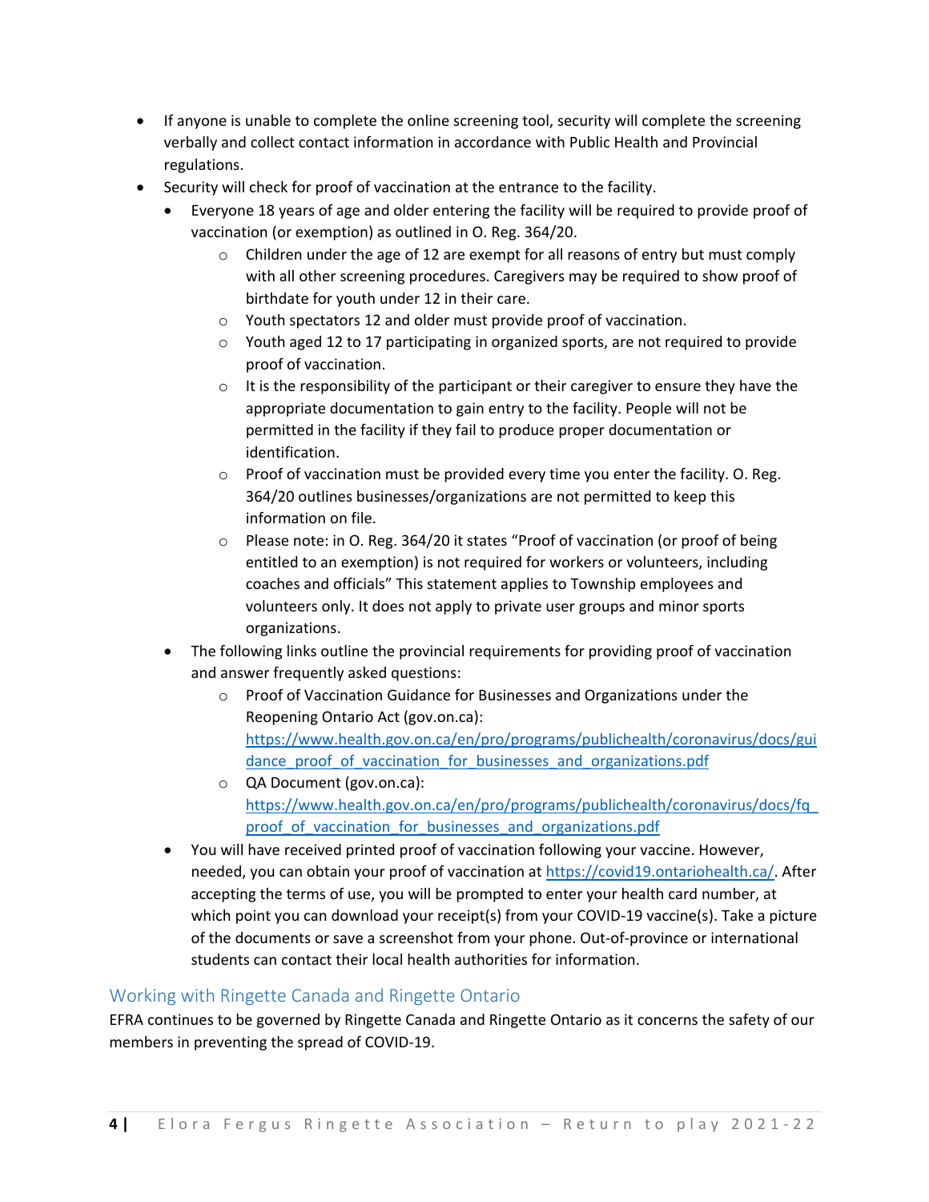- If anyone is unable to complete the online screening tool, security will complete the screening verbally and collect contact information in accordance with Public Health and Provincial regulations.
- Security will check for proof of vaccination at the entrance to the facility.
  - Everyone 18 years of age and older entering the facility will be required to provide proof of vaccination (or exemption) as outlined in O. Reg. 364/20.
    - Children under the age of 12 are exempt for all reasons of entry but must comply with all other screening procedures. Caregivers may be required to show proof of birthdate for youth under 12 in their care.
    - Youth spectators 12 and older must provide proof of vaccination.
    - Youth aged 12 to 17 participating in organized sports, are not required to provide proof of vaccination.
    - It is the responsibility of the participant or their caregiver to ensure they have the appropriate documentation to gain entry to the facility. People will not be permitted in the facility if they fail to produce proper documentation or identification.
    - Proof of vaccination must be provided every time you enter the facility. O. Reg. 364/20 outlines businesses/organizations are not permitted to keep this information on file.
    - Please note: in O. Reg. 364/20 it states "Proof of vaccination (or proof of being entitled to an exemption) is not required for workers or volunteers, including coaches and officials" This statement applies to Township employees and volunteers only. It does not apply to private user groups and minor sports organizations.
  - The following links outline the provincial requirements for providing proof of vaccination and answer frequently asked questions:
    - Proof of Vaccination Guidance for Businesses and Organizations under the Reopening Ontario Act (gov.on.ca): https://www.health.gov.on.ca/en/pro/programs/publichealth/coronavirus/docs/guidance_proof_of_vaccination_for_businesses_and_organizations.pdf
    - QA Document (gov.on.ca): https://www.health.gov.on.ca/en/pro/programs/publichealth/coronavirus/docs/fq_proof_of_vaccination_for_businesses_and_organizations.pdf
  - You will have received printed proof of vaccination following your vaccine. However, needed, you can obtain your proof of vaccination at https://covid19.ontariohealth.ca/. After accepting the terms of use, you will be prompted to enter your health card number, at which point you can download your receipt(s) from your COVID-19 vaccine(s). Take a picture of the documents or save a screenshot from your phone. Out-of-province or international students can contact their local health authorities for information.

## Working with Ringette Canada and Ringette Ontario

EFRA continues to be governed by Ringette Canada and Ringette Ontario as it concerns the safety of our members in preventing the spread of COVID-19.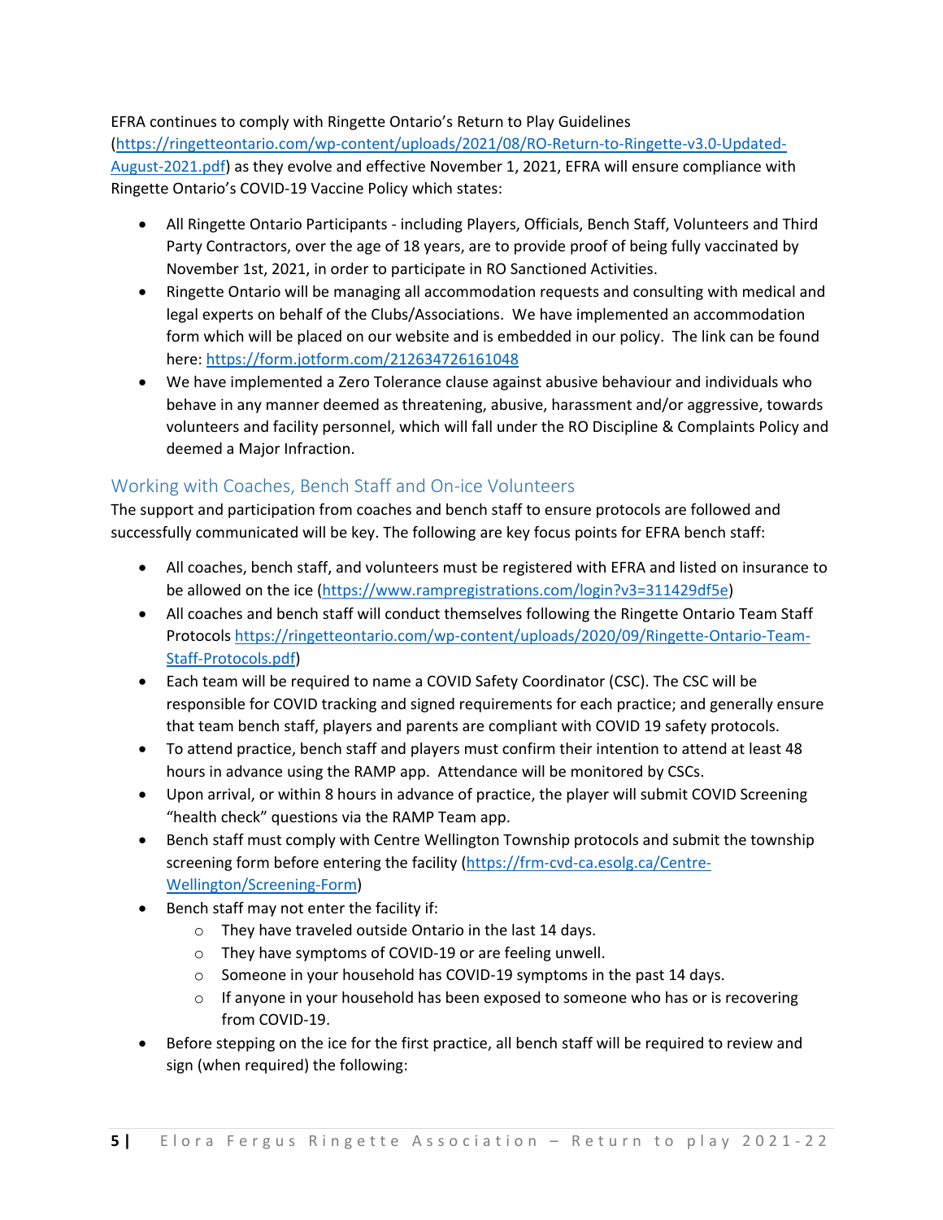EFRA continues to comply with Ringette Ontario's Return to Play Guidelines (https://ringetteontario.com/wp-content/uploads/2021/08/RO-Return-to-Ringette-v3.0-Updated-August-2021.pdf) as they evolve and effective November 1, 2021, EFRA will ensure compliance with Ringette Ontario's COVID-19 Vaccine Policy which states:

- All Ringette Ontario Participants - including Players, Officials, Bench Staff, Volunteers and Third Party Contractors, over the age of 18 years, are to provide proof of being fully vaccinated by November 1st, 2021, in order to participate in RO Sanctioned Activities.
- Ringette Ontario will be managing all accommodation requests and consulting with medical and legal experts on behalf of the Clubs/Associations. We have implemented an accommodation form which will be placed on our website and is embedded in our policy. The link can be found here: https://form.jotform.com/212634726161048
- We have implemented a Zero Tolerance clause against abusive behaviour and individuals who behave in any manner deemed as threatening, abusive, harassment and/or aggressive, towards volunteers and facility personnel, which will fall under the RO Discipline & Complaints Policy and deemed a Major Infraction.

## Working with Coaches, Bench Staff and On-ice Volunteers

The support and participation from coaches and bench staff to ensure protocols are followed and successfully communicated will be key. The following are key focus points for EFRA bench staff:

- All coaches, bench staff, and volunteers must be registered with EFRA and listed on insurance to be allowed on the ice (https://www.rampregistrations.com/login?v3=311429df5e)
- All coaches and bench staff will conduct themselves following the Ringette Ontario Team Staff Protocols https://ringetteontario.com/wp-content/uploads/2020/09/Ringette-Ontario-Team-Staff-Protocols.pdf)
- Each team will be required to name a COVID Safety Coordinator (CSC). The CSC will be responsible for COVID tracking and signed requirements for each practice; and generally ensure that team bench staff, players and parents are compliant with COVID 19 safety protocols.
- To attend practice, bench staff and players must confirm their intention to attend at least 48 hours in advance using the RAMP app. Attendance will be monitored by CSCs.
- Upon arrival, or within 8 hours in advance of practice, the player will submit COVID Screening "health check" questions via the RAMP Team app.
- Bench staff must comply with Centre Wellington Township protocols and submit the township screening form before entering the facility (https://frm-cvd-ca.esolg.ca/Centre-Wellington/Screening-Form)
- Bench staff may not enter the facility if:
  - They have traveled outside Ontario in the last 14 days.
  - They have symptoms of COVID-19 or are feeling unwell.
  - Someone in your household has COVID-19 symptoms in the past 14 days.
  - If anyone in your household has been exposed to someone who has or is recovering from COVID-19.
- Before stepping on the ice for the first practice, all bench staff will be required to review and sign (when required) the following: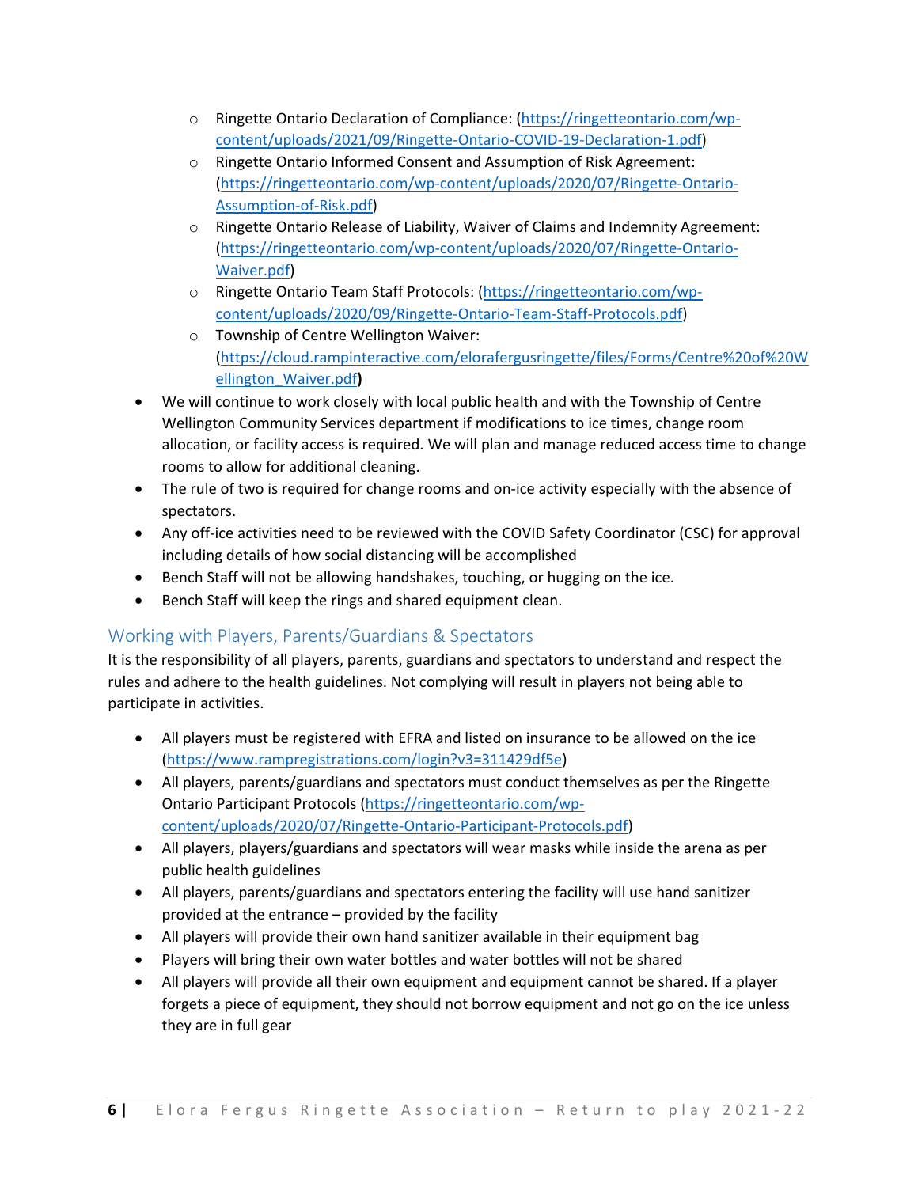- Ringette Ontario Declaration of Compliance: (https://ringetteontario.com/wp-content/uploads/2021/09/Ringette-Ontario-COVID-19-Declaration-1.pdf)
    - Ringette Ontario Informed Consent and Assumption of Risk Agreement: (https://ringetteontario.com/wp-content/uploads/2020/07/Ringette-Ontario-Assumption-of-Risk.pdf)
    - Ringette Ontario Release of Liability, Waiver of Claims and Indemnity Agreement: (https://ringetteontario.com/wp-content/uploads/2020/07/Ringette-Ontario-Waiver.pdf)
    - Ringette Ontario Team Staff Protocols: (https://ringetteontario.com/wp-content/uploads/2020/09/Ringette-Ontario-Team-Staff-Protocols.pdf)
    - Township of Centre Wellington Waiver: (https://cloud.rampinteractive.com/elorafergusringette/files/Forms/Centre%20of%20Wellington_Waiver.pdf**)**
- We will continue to work closely with local public health and with the Township of Centre Wellington Community Services department if modifications to ice times, change room allocation, or facility access is required. We will plan and manage reduced access time to change rooms to allow for additional cleaning.
- The rule of two is required for change rooms and on-ice activity especially with the absence of spectators.
- Any off-ice activities need to be reviewed with the COVID Safety Coordinator (CSC) for approval including details of how social distancing will be accomplished
- Bench Staff will not be allowing handshakes, touching, or hugging on the ice.
- Bench Staff will keep the rings and shared equipment clean.

## Working with Players, Parents/Guardians & Spectators

It is the responsibility of all players, parents, guardians and spectators to understand and respect the rules and adhere to the health guidelines. Not complying will result in players not being able to participate in activities.

- All players must be registered with EFRA and listed on insurance to be allowed on the ice (https://www.rampregistrations.com/login?v3=311429df5e)
- All players, parents/guardians and spectators must conduct themselves as per the Ringette Ontario Participant Protocols (https://ringetteontario.com/wp-content/uploads/2020/07/Ringette-Ontario-Participant-Protocols.pdf)
- All players, players/guardians and spectators will wear masks while inside the arena as per public health guidelines
- All players, parents/guardians and spectators entering the facility will use hand sanitizer provided at the entrance – provided by the facility
- All players will provide their own hand sanitizer available in their equipment bag
- Players will bring their own water bottles and water bottles will not be shared
- All players will provide all their own equipment and equipment cannot be shared. If a player forgets a piece of equipment, they should not borrow equipment and not go on the ice unless they are in full gear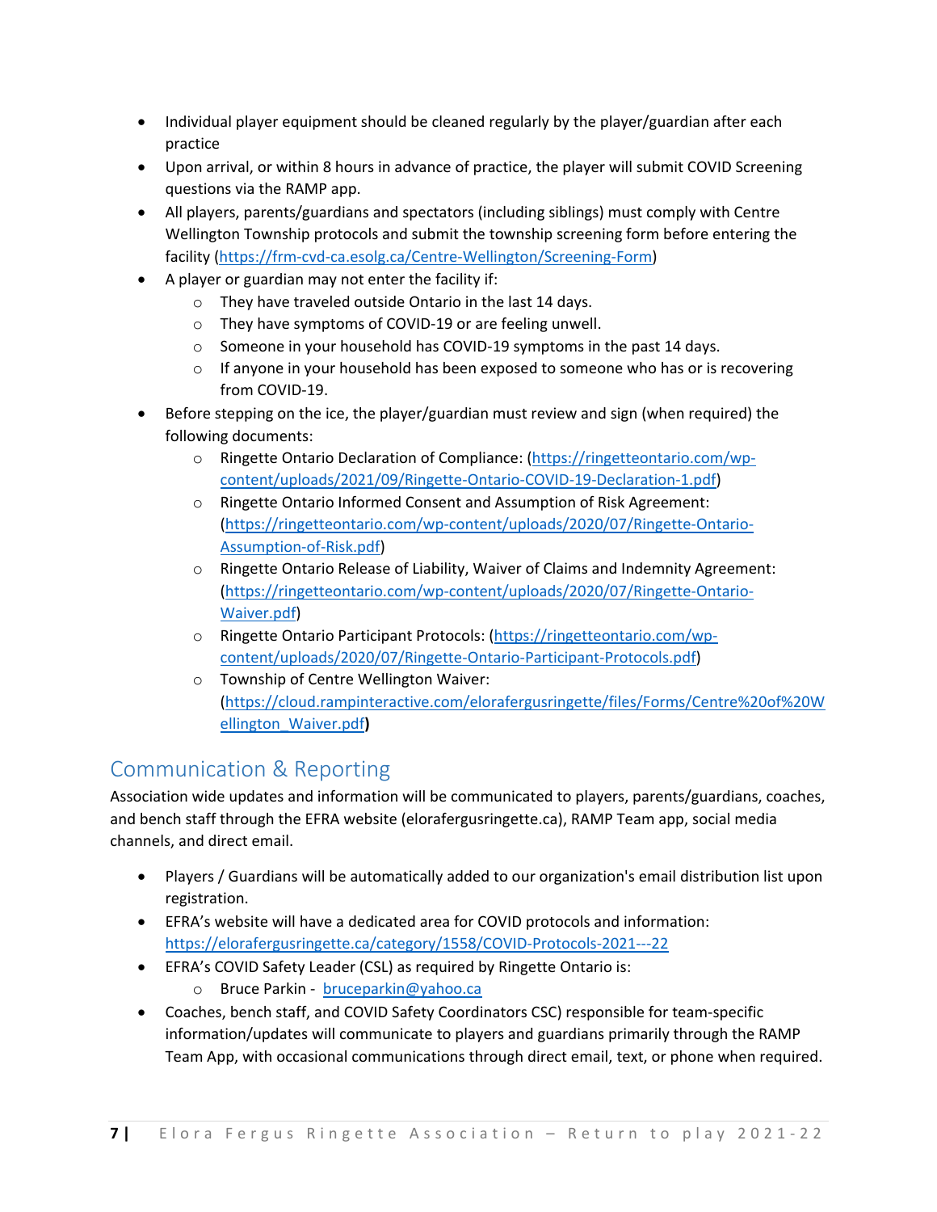- Individual player equipment should be cleaned regularly by the player/guardian after each practice
- Upon arrival, or within 8 hours in advance of practice, the player will submit COVID Screening questions via the RAMP app.
- All players, parents/guardians and spectators (including siblings) must comply with Centre Wellington Township protocols and submit the township screening form before entering the facility (https://frm-cvd-ca.esolg.ca/Centre-Wellington/Screening-Form)
- A player or guardian may not enter the facility if:
  - They have traveled outside Ontario in the last 14 days.
  - They have symptoms of COVID-19 or are feeling unwell.
  - Someone in your household has COVID-19 symptoms in the past 14 days.
  - If anyone in your household has been exposed to someone who has or is recovering from COVID-19.
- Before stepping on the ice, the player/guardian must review and sign (when required) the following documents:
  - Ringette Ontario Declaration of Compliance: (https://ringetteontario.com/wp-content/uploads/2021/09/Ringette-Ontario-COVID-19-Declaration-1.pdf)
  - Ringette Ontario Informed Consent and Assumption of Risk Agreement: (https://ringetteontario.com/wp-content/uploads/2020/07/Ringette-Ontario-Assumption-of-Risk.pdf)
  - Ringette Ontario Release of Liability, Waiver of Claims and Indemnity Agreement: (https://ringetteontario.com/wp-content/uploads/2020/07/Ringette-Ontario-Waiver.pdf)
  - Ringette Ontario Participant Protocols: (https://ringetteontario.com/wp-content/uploads/2020/07/Ringette-Ontario-Participant-Protocols.pdf)
  - Township of Centre Wellington Waiver: (https://cloud.rampinteractive.com/elorafergusringette/files/Forms/Centre%20of%20Wellington_Waiver.pdf**)**

## Communication & Reporting

Association wide updates and information will be communicated to players, parents/guardians, coaches, and bench staff through the EFRA website (elorafergusringette.ca), RAMP Team app, social media channels, and direct email.

- Players / Guardians will be automatically added to our organization's email distribution list upon registration.
- EFRA's website will have a dedicated area for COVID protocols and information: https://elorafergusringette.ca/category/1558/COVID-Protocols-2021---22
- EFRA's COVID Safety Leader (CSL) as required by Ringette Ontario is:
  - Bruce Parkin - bruceparkin@yahoo.ca
- Coaches, bench staff, and COVID Safety Coordinators CSC) responsible for team-specific information/updates will communicate to players and guardians primarily through the RAMP Team App, with occasional communications through direct email, text, or phone when required.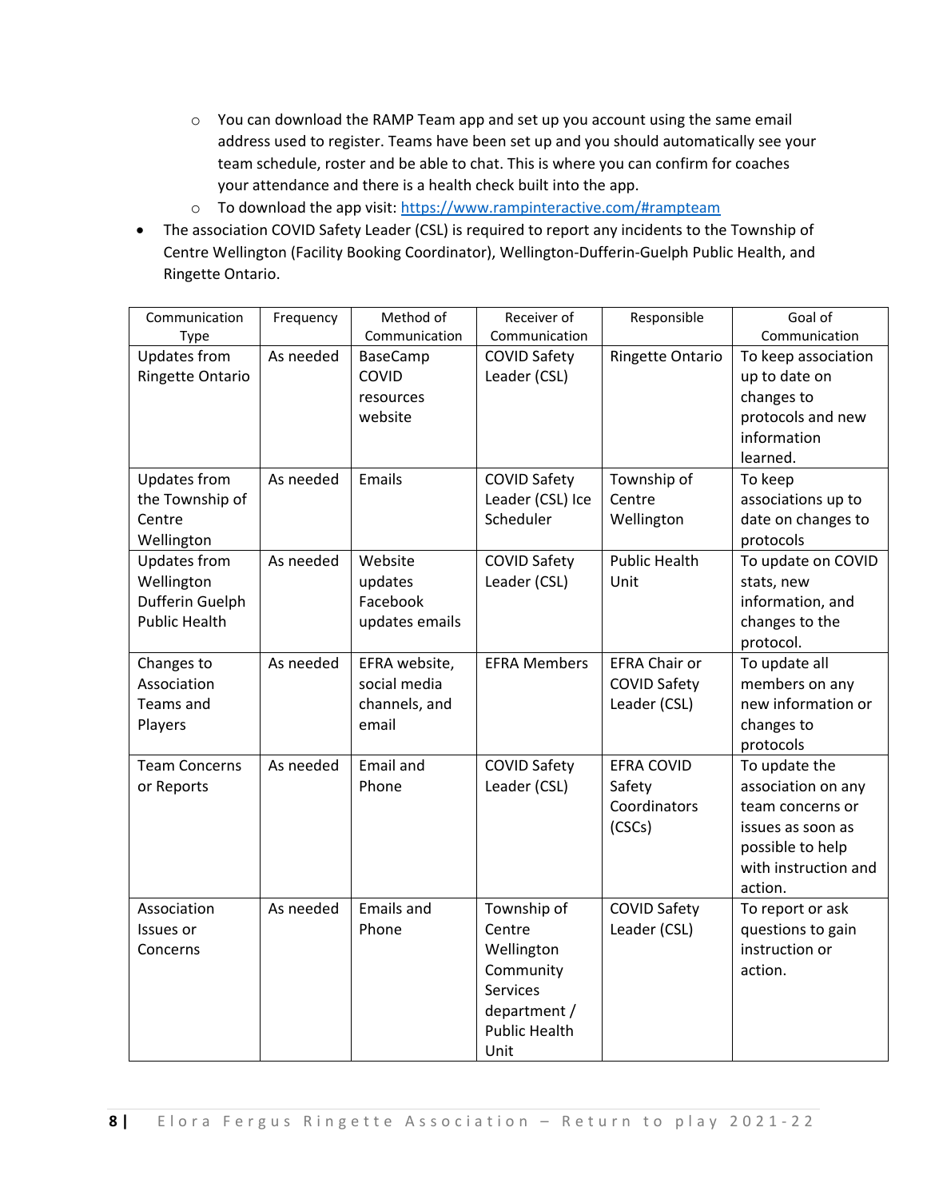- You can download the RAMP Team app and set up you account using the same email address used to register. Teams have been set up and you should automatically see your team schedule, roster and be able to chat. This is where you can confirm for coaches your attendance and there is a health check built into the app.
  - To download the app visit: [https://www.rampinteractive.com/#rampteam](https://www.rampinteractive.com/#rampteam)
- The association COVID Safety Leader (CSL) is required to report any incidents to the Township of Centre Wellington (Facility Booking Coordinator), Wellington-Dufferin-Guelph Public Health, and Ringette Ontario.

| Communication Type | Frequency | Method of Communication | Receiver of Communication | Responsible | Goal of Communication |
|---|---|---|---|---|---|
| Updates from Ringette Ontario | As needed | BaseCamp COVID resources website | COVID Safety Leader (CSL) | Ringette Ontario | To keep association up to date on changes to protocols and new information learned. |
| Updates from the Township of Centre Wellington | As needed | Emails | COVID Safety Leader (CSL) Ice Scheduler | Township of Centre Wellington | To keep associations up to date on changes to protocols |
| Updates from Wellington Dufferin Guelph Public Health | As needed | Website updates Facebook updates emails | COVID Safety Leader (CSL) | Public Health Unit | To update on COVID stats, new information, and changes to the protocol. |
| Changes to Association Teams and Players | As needed | EFRA website, social media channels, and email | EFRA Members | EFRA Chair or COVID Safety Leader (CSL) | To update all members on any new information or changes to protocols |
| Team Concerns or Reports | As needed | Email and Phone | COVID Safety Leader (CSL) | EFRA COVID Safety Coordinators (CSCs) | To update the association on any team concerns or issues as soon as possible to help with instruction and action. |
| Association Issues or Concerns | As needed | Emails and Phone | Township of Centre Wellington Community Services department / Public Health Unit | COVID Safety Leader (CSL) | To report or ask questions to gain instruction or action. |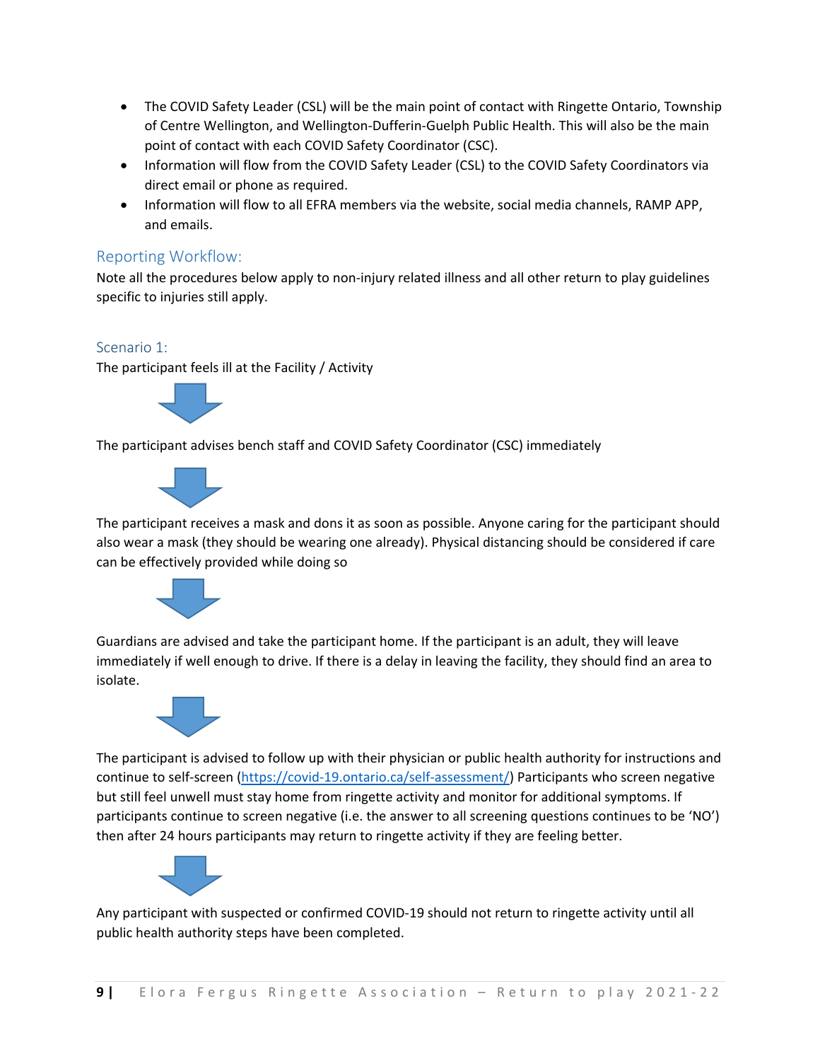- The COVID Safety Leader (CSL) will be the main point of contact with Ringette Ontario, Township of Centre Wellington, and Wellington-Dufferin-Guelph Public Health. This will also be the main point of contact with each COVID Safety Coordinator (CSC).
- Information will flow from the COVID Safety Leader (CSL) to the COVID Safety Coordinators via direct email or phone as required.
- Information will flow to all EFRA members via the website, social media channels, RAMP APP, and emails.

## Reporting Workflow:

Note all the procedures below apply to non-injury related illness and all other return to play guidelines specific to injuries still apply.

### Scenario 1:

The participant feels ill at the Facility / Activity

↓

The participant advises bench staff and COVID Safety Coordinator (CSC) immediately

↓

The participant receives a mask and dons it as soon as possible. Anyone caring for the participant should also wear a mask (they should be wearing one already). Physical distancing should be considered if care can be effectively provided while doing so

↓

Guardians are advised and take the participant home. If the participant is an adult, they will leave immediately if well enough to drive. If there is a delay in leaving the facility, they should find an area to isolate.

↓

The participant is advised to follow up with their physician or public health authority for instructions and continue to self-screen (https://covid-19.ontario.ca/self-assessment/) Participants who screen negative but still feel unwell must stay home from ringette activity and monitor for additional symptoms. If participants continue to screen negative (i.e. the answer to all screening questions continues to be 'NO') then after 24 hours participants may return to ringette activity if they are feeling better.

↓

Any participant with suspected or confirmed COVID-19 should not return to ringette activity until all public health authority steps have been completed.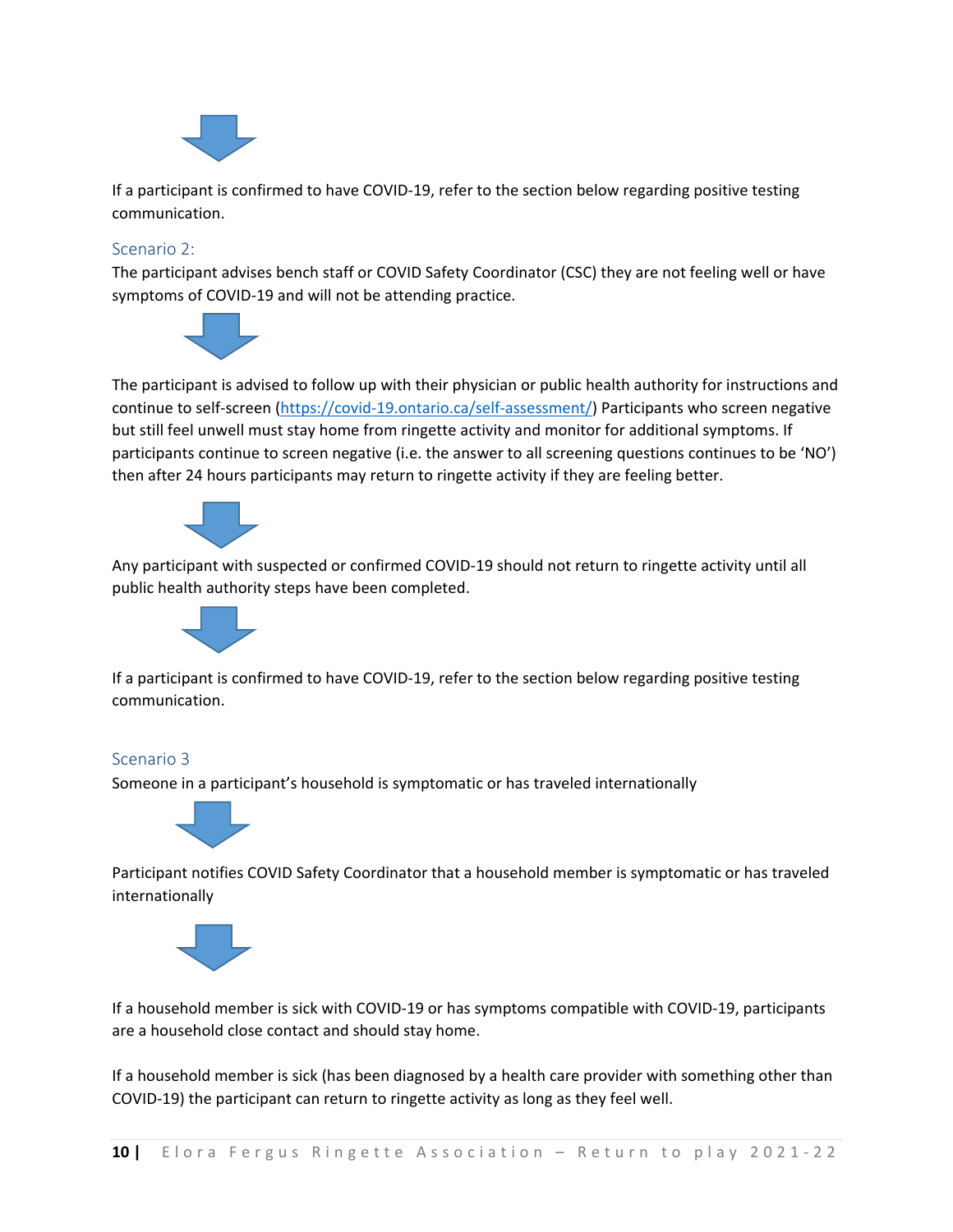If a participant is confirmed to have COVID-19, refer to the section below regarding positive testing communication.

### Scenario 2:

The participant advises bench staff or COVID Safety Coordinator (CSC) they are not feeling well or have symptoms of COVID-19 and will not be attending practice.

The participant is advised to follow up with their physician or public health authority for instructions and continue to self-screen (https://covid-19.ontario.ca/self-assessment/) Participants who screen negative but still feel unwell must stay home from ringette activity and monitor for additional symptoms. If participants continue to screen negative (i.e. the answer to all screening questions continues to be 'NO') then after 24 hours participants may return to ringette activity if they are feeling better.

Any participant with suspected or confirmed COVID-19 should not return to ringette activity until all public health authority steps have been completed.

If a participant is confirmed to have COVID-19, refer to the section below regarding positive testing communication.

### Scenario 3

Someone in a participant's household is symptomatic or has traveled internationally

Participant notifies COVID Safety Coordinator that a household member is symptomatic or has traveled internationally

If a household member is sick with COVID-19 or has symptoms compatible with COVID-19, participants are a household close contact and should stay home.

If a household member is sick (has been diagnosed by a health care provider with something other than COVID-19) the participant can return to ringette activity as long as they feel well.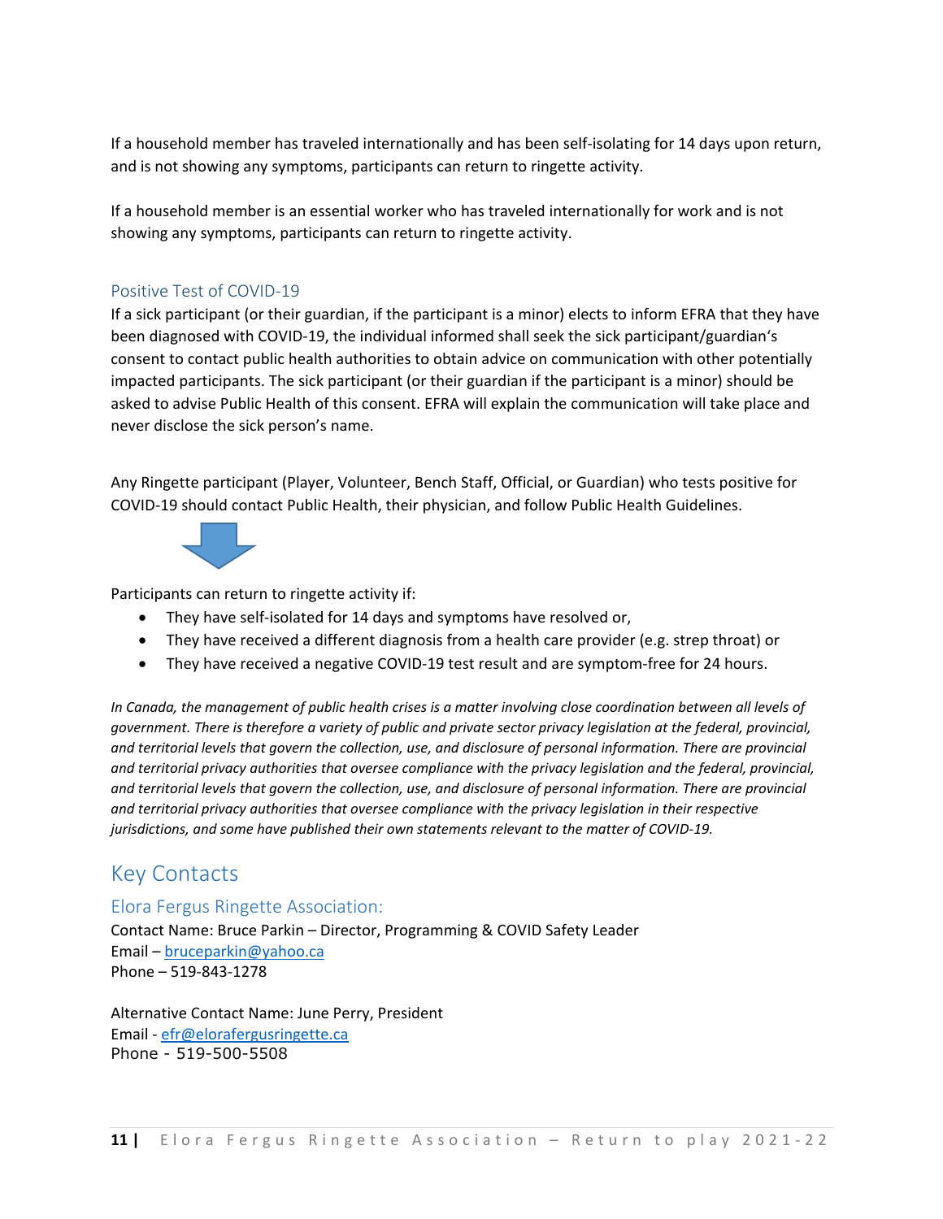If a household member has traveled internationally and has been self-isolating for 14 days upon return, and is not showing any symptoms, participants can return to ringette activity.

If a household member is an essential worker who has traveled internationally for work and is not showing any symptoms, participants can return to ringette activity.

### Positive Test of COVID-19

If a sick participant (or their guardian, if the participant is a minor) elects to inform EFRA that they have been diagnosed with COVID-19, the individual informed shall seek the sick participant/guardian's consent to contact public health authorities to obtain advice on communication with other potentially impacted participants. The sick participant (or their guardian if the participant is a minor) should be asked to advise Public Health of this consent. EFRA will explain the communication will take place and never disclose the sick person's name.

Any Ringette participant (Player, Volunteer, Bench Staff, Official, or Guardian) who tests positive for COVID-19 should contact Public Health, their physician, and follow Public Health Guidelines.

Participants can return to ringette activity if:

- They have self-isolated for 14 days and symptoms have resolved or,
- They have received a different diagnosis from a health care provider (e.g. strep throat) or
- They have received a negative COVID-19 test result and are symptom-free for 24 hours.

*In Canada, the management of public health crises is a matter involving close coordination between all levels of government. There is therefore a variety of public and private sector privacy legislation at the federal, provincial, and territorial levels that govern the collection, use, and disclosure of personal information. There are provincial and territorial privacy authorities that oversee compliance with the privacy legislation and the federal, provincial, and territorial levels that govern the collection, use, and disclosure of personal information. There are provincial and territorial privacy authorities that oversee compliance with the privacy legislation in their respective jurisdictions, and some have published their own statements relevant to the matter of COVID-19.*

## Key Contacts

### Elora Fergus Ringette Association:

Contact Name: Bruce Parkin – Director, Programming & COVID Safety Leader
Email – bruceparkin@yahoo.ca
Phone – 519-843-1278

Alternative Contact Name: June Perry, President
Email - efr@elorafergusringette.ca
Phone - 519-500-5508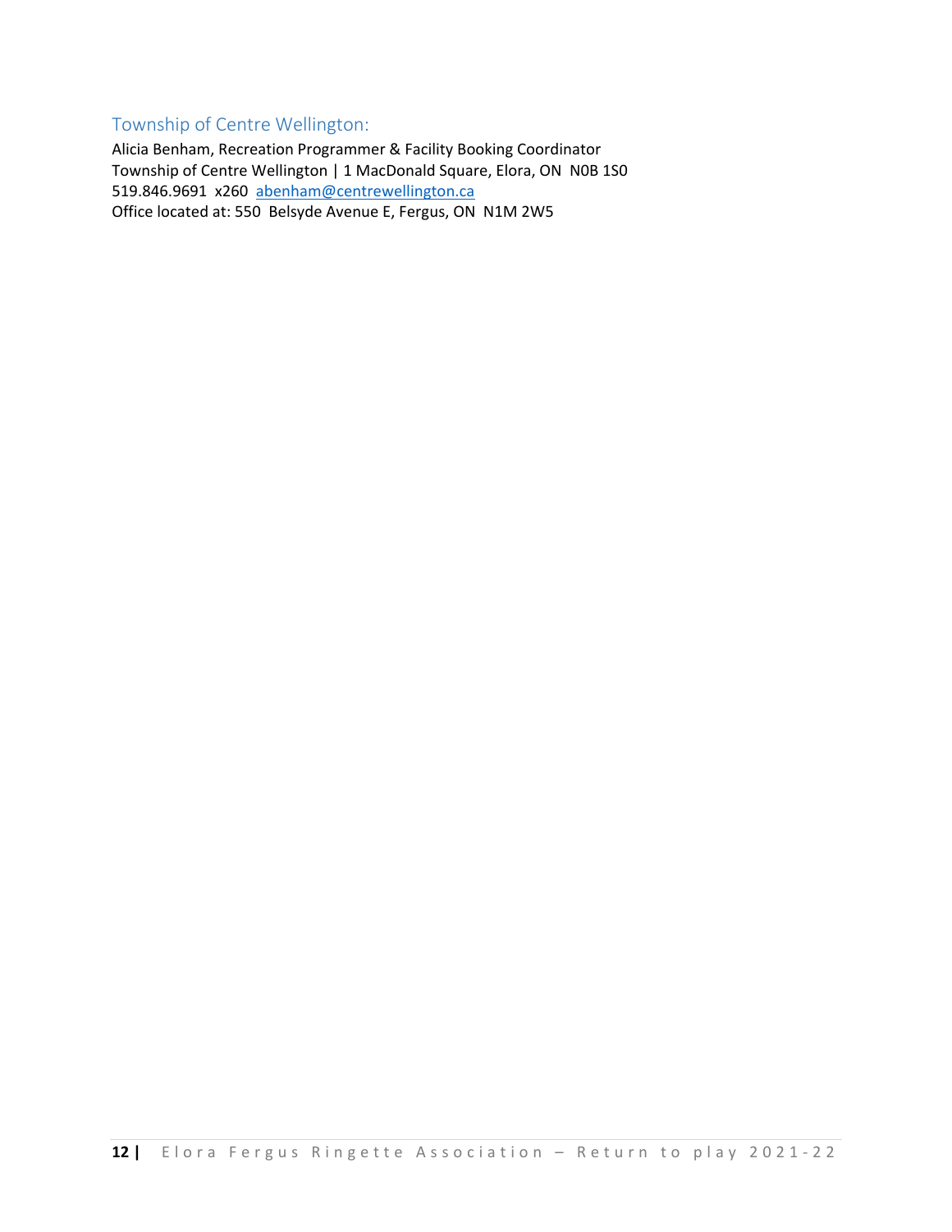## Township of Centre Wellington:

Alicia Benham, Recreation Programmer & Facility Booking Coordinator
Township of Centre Wellington | 1 MacDonald Square, Elora, ON N0B 1S0
519.846.9691 x260 abenham@centrewellington.ca
Office located at: 550 Belsyde Avenue E, Fergus, ON N1M 2W5